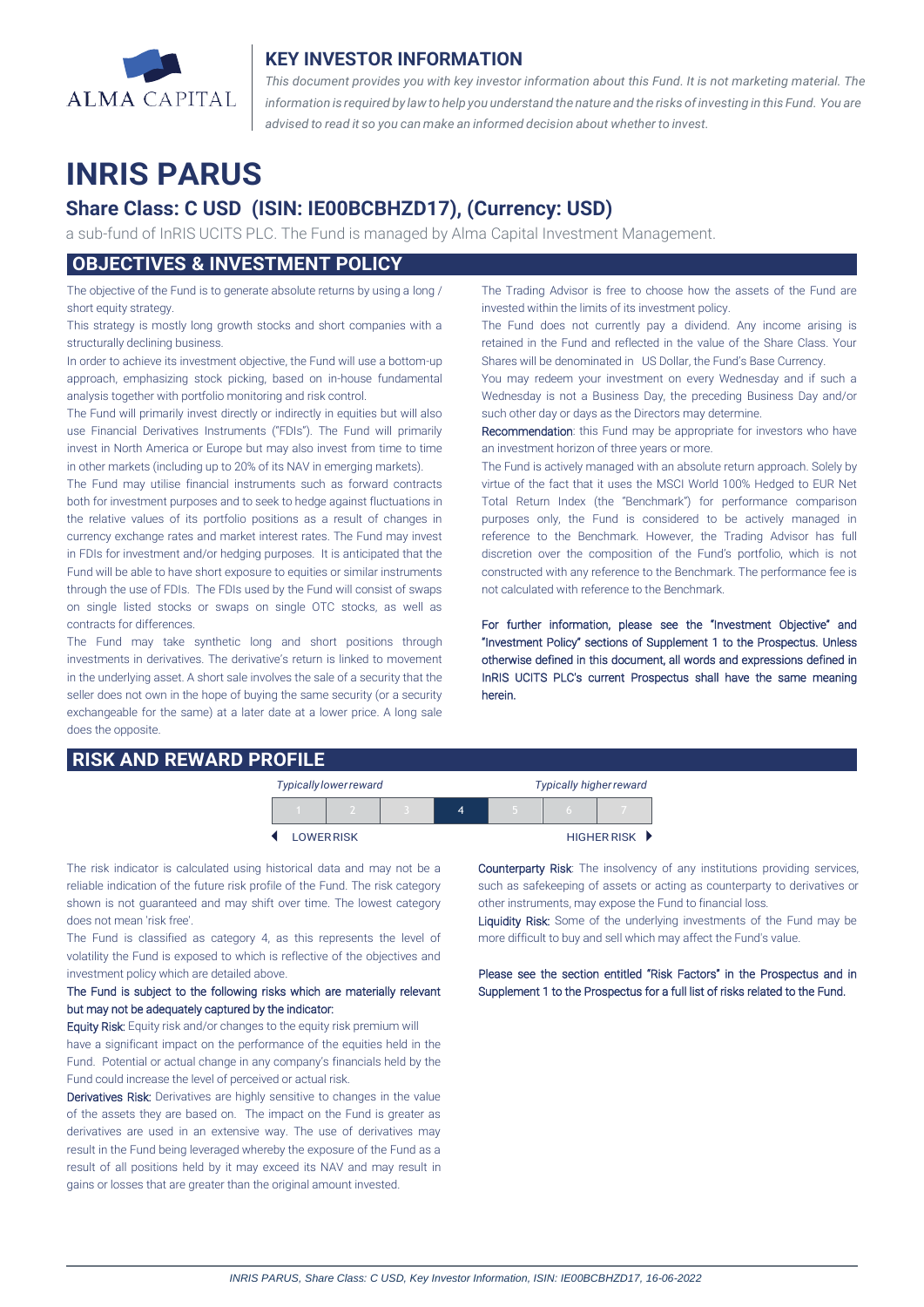ALMA CAPITAL

## KEY INVESTOR INFORMATION

*This document provides you with key investor information about this Fund. It is not marketing material. The information is required by law to help you understand the nature and the risks of investing in this Fund. You are advised to read it so you can make an informed decision about whether to invest.*

# INRIS PARUS

### Share Class: C USD (ISIN: IE00BCBHZD17), (Currency: USD)

a sub-fund of InRIS UCITS PLC. The Fund is managed by Alma Capital Investment Management.

## OBJECTIVES & INVESTMENT POLICY

The objective of the Fund is to generate absolute returns by using a long / short equity strategy.

This strategy is mostly long growth stocks and short companies with a structurally declining business.

In order to achieve its investment objective, the Fund will use a bottom-up approach, emphasizing stock picking, based on in-house fundamental analysis together with portfolio monitoring and risk control.

The Fund will primarily invest directly or indirectly in equities but will also use Financial Derivatives Instruments ("FDIs"). The Fund will primarily invest in North America or Europe but may also invest from time to time in other markets (including up to 20% of its NAV in emerging markets).

The Fund may utilise financial instruments such as forward contracts both for investment purposes and to seek to hedge against fluctuations in the relative values of its portfolio positions as a result of changes in currency exchange rates and market interest rates. The Fund may invest in FDIs for investment and/or hedging purposes. It is anticipated that the Fund will be able to have short exposure to equities or similar instruments through the use of FDIs. The FDIs used by the Fund will consist of swaps on single listed stocks or swaps on single OTC stocks, as well as contracts for differences.

The Fund may take synthetic long and short positions through investments in derivatives. The derivative's return is linked to movement in the underlying asset. A short sale involves the sale of a security that the seller does not own in the hope of buying the same security (or a security exchangeable for the same) at a later date at a lower price. A long sale does the opposite.

The Trading Advisor is free to choose how the assets of the Fund are invested within the limits of its investment policy.

The Fund does not currently pay a dividend. Any income arising is retained in the Fund and reflected in the value of the Share Class. Your Shares will be denominated in US Dollar, the Fund's Base Currency.

You may redeem your investment on every Wednesday and if such a Wednesday is not a Business Day, the preceding Business Day and/or such other day or days as the Directors may determine.

**Recommendation**: this Fund may be appropriate for investors who have an investment horizon of three years or more.

The Fund is actively managed with an absolute return approach. Solely by virtue of the fact that it uses the MSCI World 100% Hedged to EUR Net Total Return Index (the "Benchmark") for performance comparison purposes only, the Fund is considered to be actively managed in reference to the Benchmark. However, the Trading Advisor has full discretion over the composition of the Fund's portfolio, which is not constructed with any reference to the Benchmark. The performance fee is not calculated with reference to the Benchmark.

For further information, please see the "Investment Objective" and "Investment Policy" sections of Supplement 1 to the Prospectus. Unless otherwise defined in this document, all words and expressions defined in InRIS UCITS PLC's current Prospectus shall have the same meaning herein.

## RISK AND REWARD PROFILE

| *Typically lower reward* | | | | | | *Typically higher reward* |
|---|---|---|---|---|---|---|
| 1 | 2 | 3 | **4** | 5 | 6 | 7 |
| LOWER RISK | | | | | | HIGHER RISK |

The risk indicator is calculated using historical data and may not be a reliable indication of the future risk profile of the Fund. The risk category shown is not guaranteed and may shift over time. The lowest category does not mean 'risk free'.

The Fund is classified as category 4, as this represents the level of volatility the Fund is exposed to which is reflective of the objectives and investment policy which are detailed above.

The Fund is subject to the following risks which are materially relevant but may not be adequately captured by the indicator:

**Equity Risk:** Equity risk and/or changes to the equity risk premium will have a significant impact on the performance of the equities held in the Fund. Potential or actual change in any company's financials held by the Fund could increase the level of perceived or actual risk.

**Derivatives Risk:** Derivatives are highly sensitive to changes in the value of the assets they are based on. The impact on the Fund is greater as derivatives are used in an extensive way. The use of derivatives may result in the Fund being leveraged whereby the exposure of the Fund as a result of all positions held by it may exceed its NAV and may result in gains or losses that are greater than the original amount invested.

**Counterparty Risk**: The insolvency of any institutions providing services, such as safekeeping of assets or acting as counterparty to derivatives or other instruments, may expose the Fund to financial loss.

**Liquidity Risk:** Some of the underlying investments of the Fund may be more difficult to buy and sell which may affect the Fund's value.

Please see the section entitled "Risk Factors" in the Prospectus and in Supplement 1 to the Prospectus for a full list of risks related to the Fund.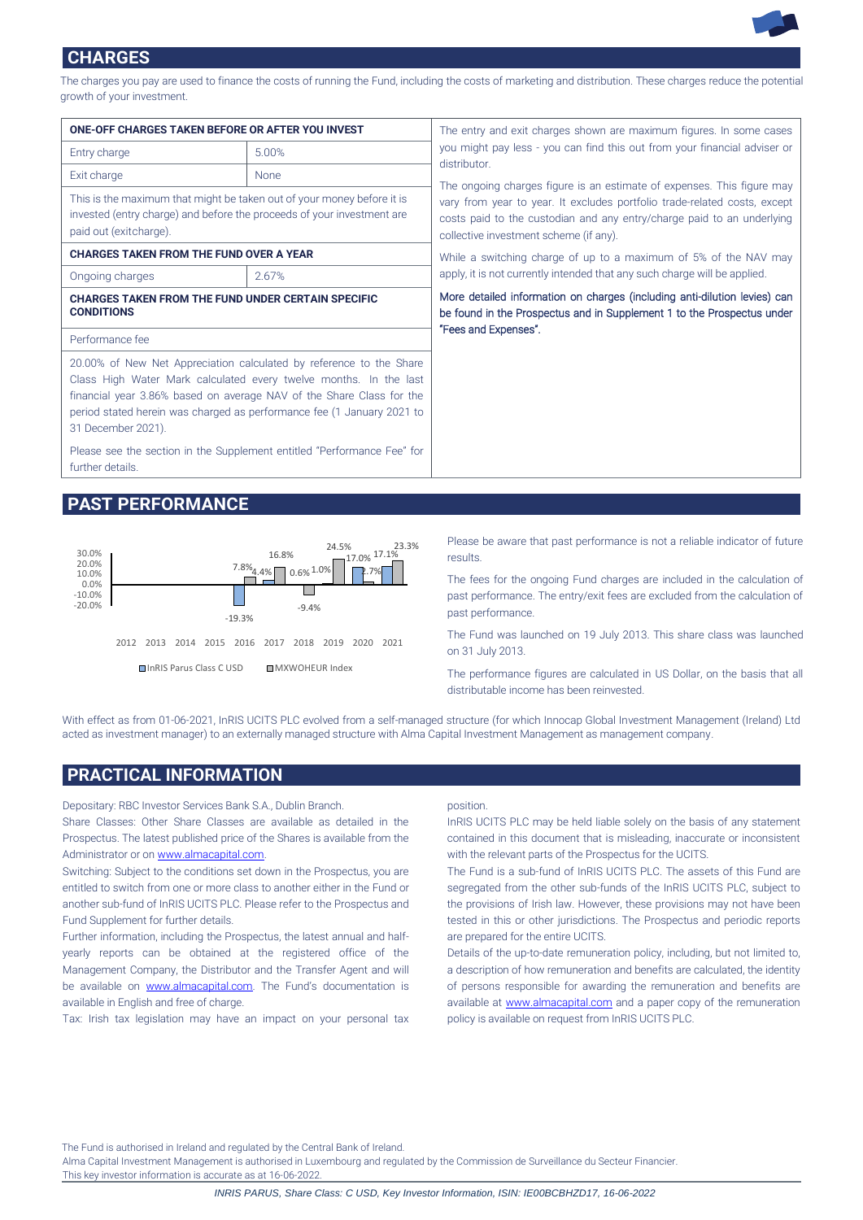## CHARGES

The charges you pay are used to finance the costs of running the Fund, including the costs of marketing and distribution. These charges reduce the potential growth of your investment.

| ONE-OFF CHARGES TAKEN BEFORE OR AFTER YOU INVEST | |
|---|---|
| Entry charge | 5.00% |
| Exit charge | None |
| This is the maximum that might be taken out of your money before it is invested (entry charge) and before the proceeds of your investment are paid out (exitcharge). | |
| **CHARGES TAKEN FROM THE FUND OVER A YEAR** | |
| Ongoing charges | 2.67% |
| **CHARGES TAKEN FROM THE FUND UNDER CERTAIN SPECIFIC CONDITIONS** | |
| Performance fee | |
| 20.00% of New Net Appreciation calculated by reference to the Share Class High Water Mark calculated every twelve months. In the last financial year 3.86% based on average NAV of the Share Class for the period stated herein was charged as performance fee (1 January 2021 to 31 December 2021). Please see the section in the Supplement entitled "Performance Fee" for further details. | |

The entry and exit charges shown are maximum figures. In some cases you might pay less - you can find this out from your financial adviser or distributor.

The ongoing charges figure is an estimate of expenses. This figure may vary from year to year. It excludes portfolio trade-related costs, except costs paid to the custodian and any entry/charge paid to an underlying collective investment scheme (if any).

While a switching charge of up to a maximum of 5% of the NAV may apply, it is not currently intended that any such charge will be applied.

More detailed information on charges (including anti-dilution levies) can be found in the Prospectus and in Supplement 1 to the Prospectus under "Fees and Expenses".

## PAST PERFORMANCE

30.0%
20.0%
10.0%
0.0%
-10.0%
-20.0%

7.8% 4.4% 16.8% 0.6% 1.0% 24.5% 17.0% 17.1% 2.7% 23.3%
-19.3% -9.4%

2012 2013 2014 2015 2016 2017 2018 2019 2020 2021

InRIS Parus Class C USD
MXWOHEUR Index

Please be aware that past performance is not a reliable indicator of future results.

The fees for the ongoing Fund charges are included in the calculation of past performance. The entry/exit fees are excluded from the calculation of past performance.

The Fund was launched on 19 July 2013. This share class was launched on 31 July 2013.

The performance figures are calculated in US Dollar, on the basis that all distributable income has been reinvested.

With effect as from 01-06-2021, InRIS UCITS PLC evolved from a self-managed structure (for which Innocap Global Investment Management (Ireland) Ltd acted as investment manager) to an externally managed structure with Alma Capital Investment Management as management company.

## PRACTICAL INFORMATION

Depositary: RBC Investor Services Bank S.A., Dublin Branch.

Share Classes: Other Share Classes are available as detailed in the Prospectus. The latest published price of the Shares is available from the Administrator or on www.almacapital.com.

Switching: Subject to the conditions set down in the Prospectus, you are entitled to switch from one or more class to another either in the Fund or another sub-fund of InRIS UCITS PLC. Please refer to the Prospectus and Fund Supplement for further details.

Further information, including the Prospectus, the latest annual and half-yearly reports can be obtained at the registered office of the Management Company, the Distributor and the Transfer Agent and will be available on www.almacapital.com. The Fund's documentation is available in English and free of charge.

Tax: Irish tax legislation may have an impact on your personal tax position.

InRIS UCITS PLC may be held liable solely on the basis of any statement contained in this document that is misleading, inaccurate or inconsistent with the relevant parts of the Prospectus for the UCITS.

The Fund is a sub-fund of InRIS UCITS PLC. The assets of this Fund are segregated from the other sub-funds of the InRIS UCITS PLC, subject to the provisions of Irish law. However, these provisions may not have been tested in this or other jurisdictions. The Prospectus and periodic reports are prepared for the entire UCITS.

Details of the up-to-date remuneration policy, including, but not limited to, a description of how remuneration and benefits are calculated, the identity of persons responsible for awarding the remuneration and benefits are available at www.almacapital.com and a paper copy of the remuneration policy is available on request from InRIS UCITS PLC.

The Fund is authorised in Ireland and regulated by the Central Bank of Ireland.
Alma Capital Investment Management is authorised in Luxembourg and regulated by the Commission de Surveillance du Secteur Financier.
This key investor information is accurate as at 16-06-2022.